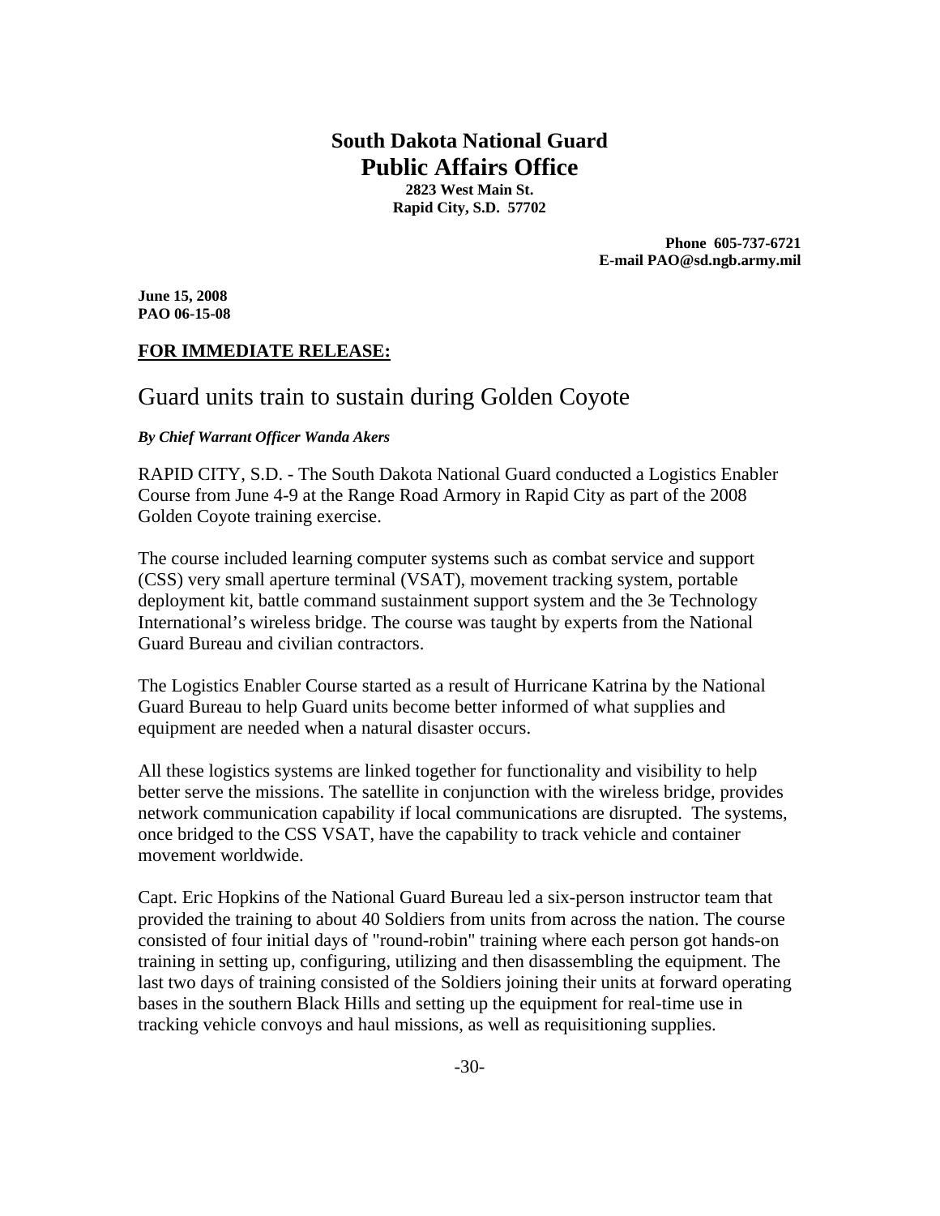**South Dakota National Guard**
**Public Affairs Office**
**2823 West Main St.**
**Rapid City, S.D. 57702**

**Phone 605-737-6721**
**E-mail PAO@sd.ngb.army.mil**

**June 15, 2008**
**PAO 06-15-08**

**FOR IMMEDIATE RELEASE:**

# Guard units train to sustain during Golden Coyote

***By Chief Warrant Officer Wanda Akers***

RAPID CITY, S.D. - The South Dakota National Guard conducted a Logistics Enabler Course from June 4-9 at the Range Road Armory in Rapid City as part of the 2008 Golden Coyote training exercise.

The course included learning computer systems such as combat service and support (CSS) very small aperture terminal (VSAT), movement tracking system, portable deployment kit, battle command sustainment support system and the 3e Technology International's wireless bridge. The course was taught by experts from the National Guard Bureau and civilian contractors.

The Logistics Enabler Course started as a result of Hurricane Katrina by the National Guard Bureau to help Guard units become better informed of what supplies and equipment are needed when a natural disaster occurs.

All these logistics systems are linked together for functionality and visibility to help better serve the missions. The satellite in conjunction with the wireless bridge, provides network communication capability if local communications are disrupted. The systems, once bridged to the CSS VSAT, have the capability to track vehicle and container movement worldwide.

Capt. Eric Hopkins of the National Guard Bureau led a six-person instructor team that provided the training to about 40 Soldiers from units from across the nation. The course consisted of four initial days of "round-robin" training where each person got hands-on training in setting up, configuring, utilizing and then disassembling the equipment. The last two days of training consisted of the Soldiers joining their units at forward operating bases in the southern Black Hills and setting up the equipment for real-time use in tracking vehicle convoys and haul missions, as well as requisitioning supplies.

-30-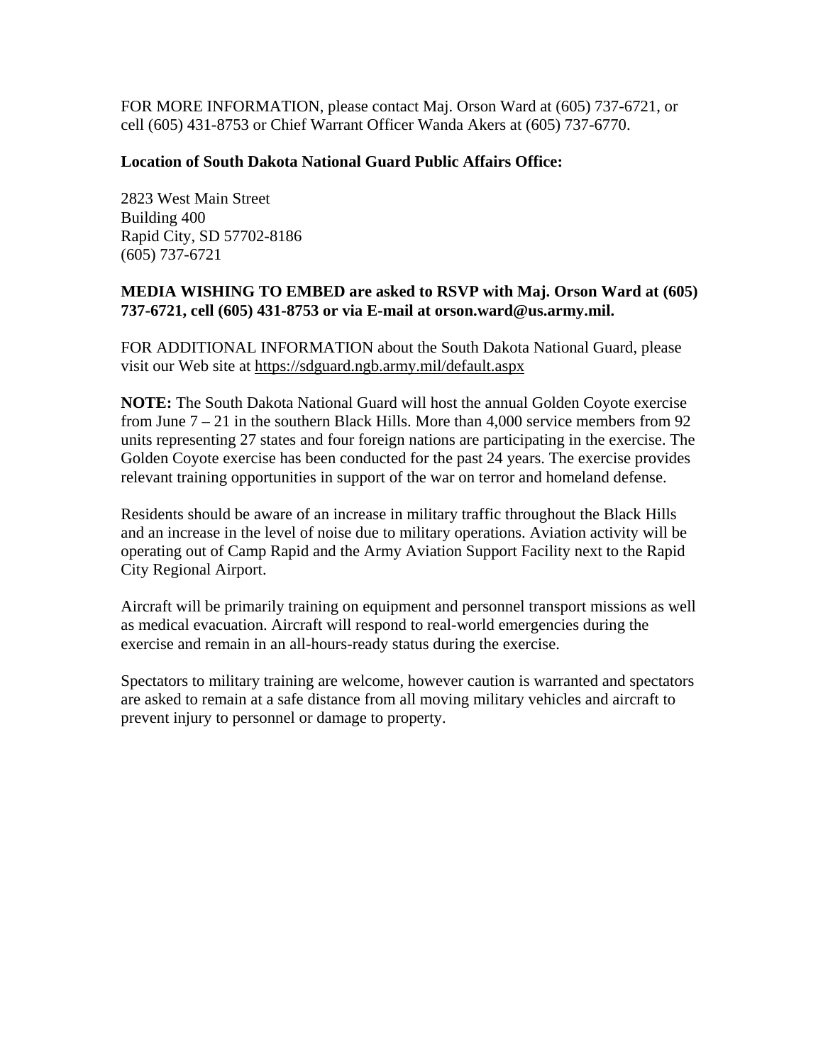FOR MORE INFORMATION, please contact Maj. Orson Ward at (605) 737-6721, or cell (605) 431-8753 or Chief Warrant Officer Wanda Akers at (605) 737-6770.

**Location of South Dakota National Guard Public Affairs Office:**

2823 West Main Street
Building 400
Rapid City, SD 57702-8186
(605) 737-6721

**MEDIA WISHING TO EMBED are asked to RSVP with Maj. Orson Ward at (605) 737-6721, cell (605) 431-8753 or via E-mail at orson.ward@us.army.mil.**

FOR ADDITIONAL INFORMATION about the South Dakota National Guard, please visit our Web site at https://sdguard.ngb.army.mil/default.aspx

**NOTE:** The South Dakota National Guard will host the annual Golden Coyote exercise from June 7 – 21 in the southern Black Hills. More than 4,000 service members from 92 units representing 27 states and four foreign nations are participating in the exercise. The Golden Coyote exercise has been conducted for the past 24 years. The exercise provides relevant training opportunities in support of the war on terror and homeland defense.

Residents should be aware of an increase in military traffic throughout the Black Hills and an increase in the level of noise due to military operations. Aviation activity will be operating out of Camp Rapid and the Army Aviation Support Facility next to the Rapid City Regional Airport.

Aircraft will be primarily training on equipment and personnel transport missions as well as medical evacuation. Aircraft will respond to real-world emergencies during the exercise and remain in an all-hours-ready status during the exercise.

Spectators to military training are welcome, however caution is warranted and spectators are asked to remain at a safe distance from all moving military vehicles and aircraft to prevent injury to personnel or damage to property.